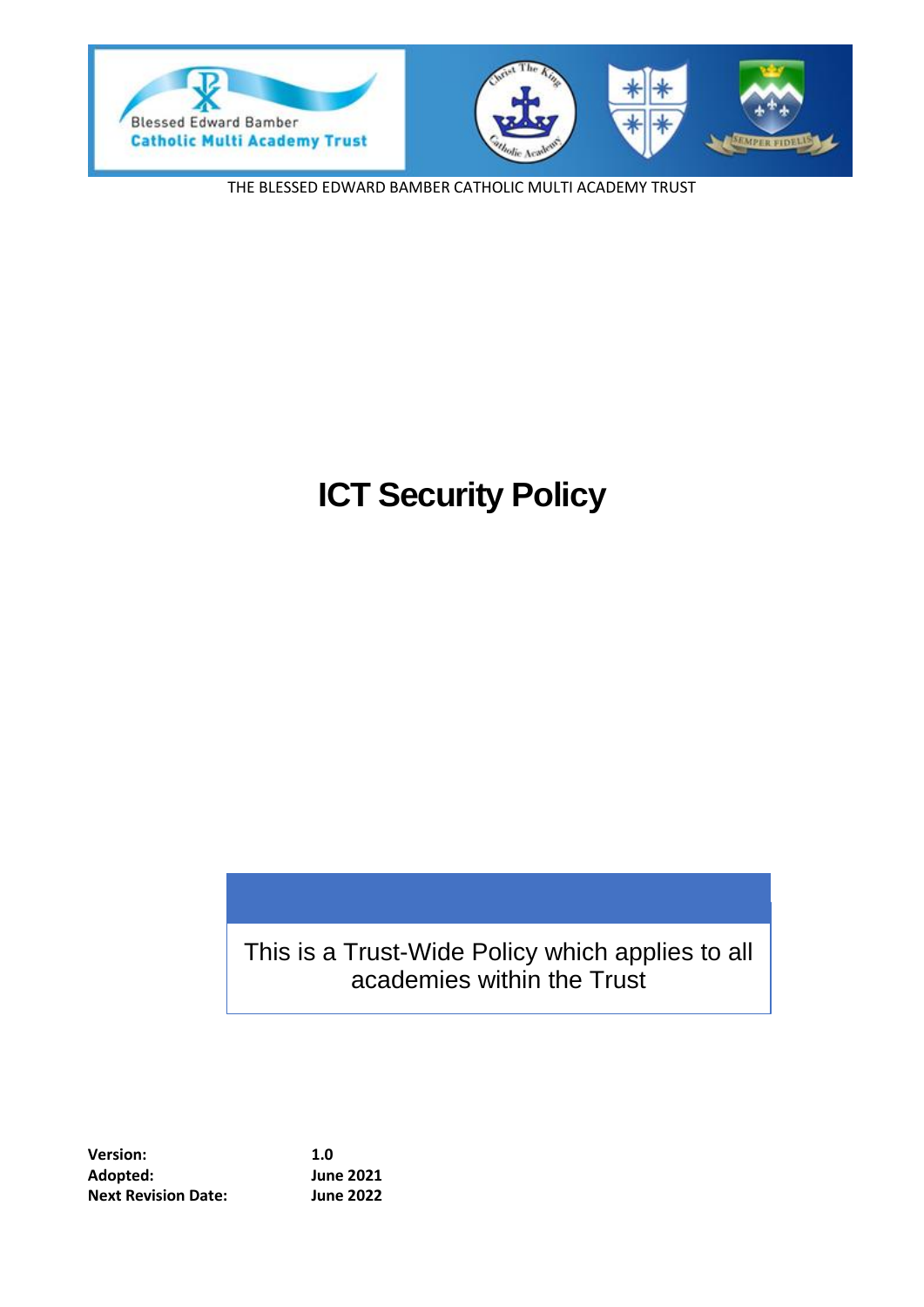THE BLESSED EDWARD BAMBER CATHOLIC MULTI ACADEMY TRUST

# ICT Security Policy

This is a Trust-Wide Policy which applies to all academies within the Trust

| | |
|---|---|
| **Version:** | **1.0** |
| **Adopted:** | **June 2021** |
| **Next Revision Date:** | **June 2022** |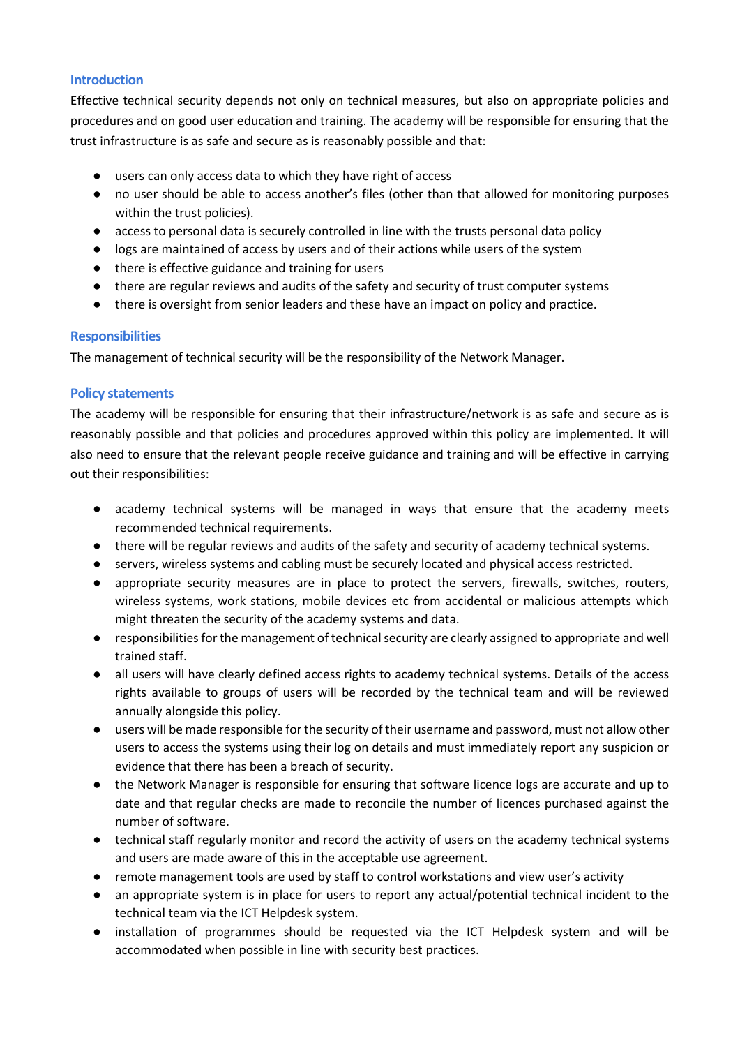## Introduction

Effective technical security depends not only on technical measures, but also on appropriate policies and procedures and on good user education and training. The academy will be responsible for ensuring that the trust infrastructure is as safe and secure as is reasonably possible and that:

- users can only access data to which they have right of access
- no user should be able to access another's files (other than that allowed for monitoring purposes within the trust policies).
- access to personal data is securely controlled in line with the trusts personal data policy
- logs are maintained of access by users and of their actions while users of the system
- there is effective guidance and training for users
- there are regular reviews and audits of the safety and security of trust computer systems
- there is oversight from senior leaders and these have an impact on policy and practice.

## Responsibilities

The management of technical security will be the responsibility of the Network Manager.

## Policy statements

The academy will be responsible for ensuring that their infrastructure/network is as safe and secure as is reasonably possible and that policies and procedures approved within this policy are implemented. It will also need to ensure that the relevant people receive guidance and training and will be effective in carrying out their responsibilities:

- academy technical systems will be managed in ways that ensure that the academy meets recommended technical requirements.
- there will be regular reviews and audits of the safety and security of academy technical systems.
- servers, wireless systems and cabling must be securely located and physical access restricted.
- appropriate security measures are in place to protect the servers, firewalls, switches, routers, wireless systems, work stations, mobile devices etc from accidental or malicious attempts which might threaten the security of the academy systems and data.
- responsibilities for the management of technical security are clearly assigned to appropriate and well trained staff.
- all users will have clearly defined access rights to academy technical systems. Details of the access rights available to groups of users will be recorded by the technical team and will be reviewed annually alongside this policy.
- users will be made responsible for the security of their username and password, must not allow other users to access the systems using their log on details and must immediately report any suspicion or evidence that there has been a breach of security.
- the Network Manager is responsible for ensuring that software licence logs are accurate and up to date and that regular checks are made to reconcile the number of licences purchased against the number of software.
- technical staff regularly monitor and record the activity of users on the academy technical systems and users are made aware of this in the acceptable use agreement.
- remote management tools are used by staff to control workstations and view user's activity
- an appropriate system is in place for users to report any actual/potential technical incident to the technical team via the ICT Helpdesk system.
- installation of programmes should be requested via the ICT Helpdesk system and will be accommodated when possible in line with security best practices.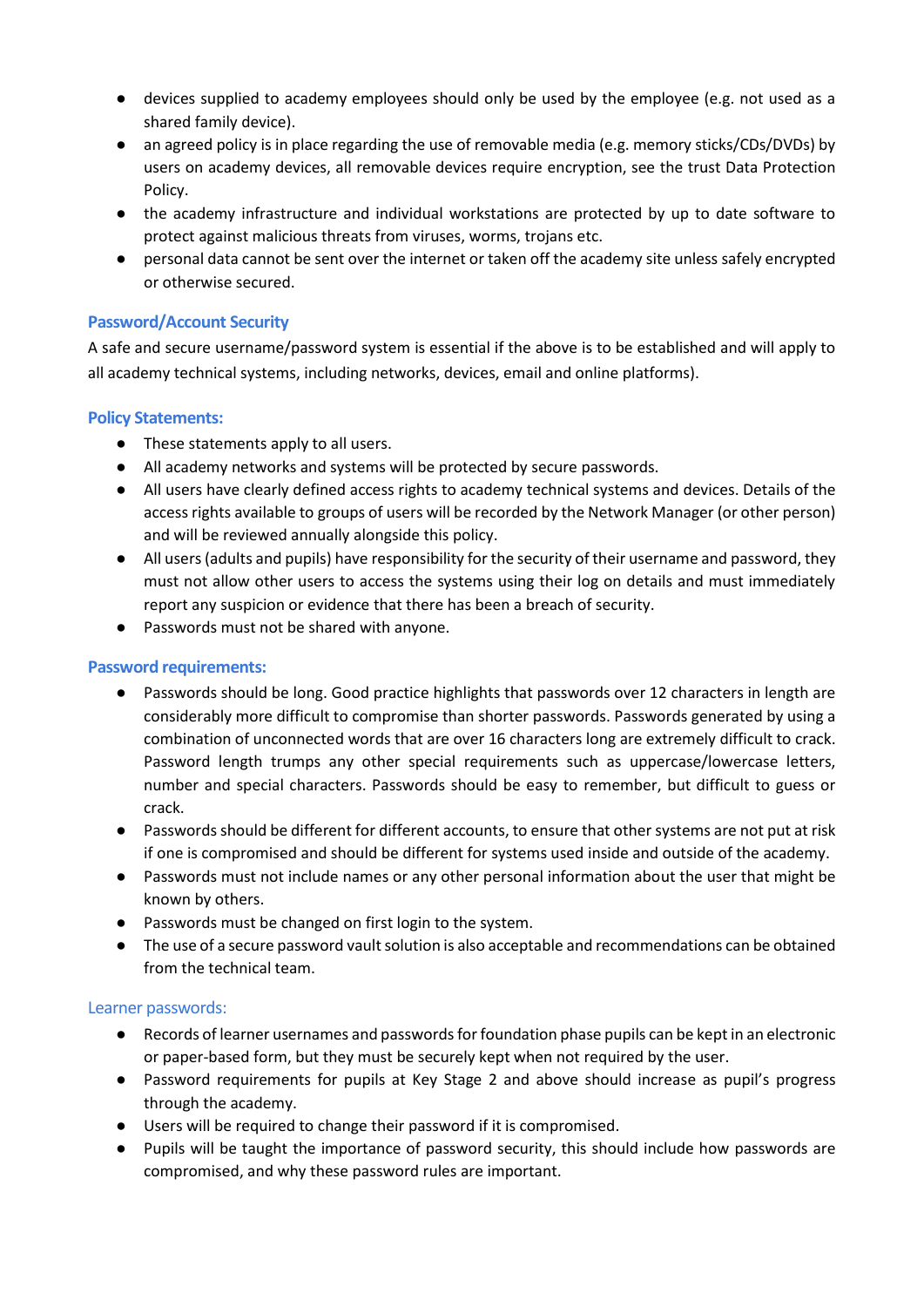- devices supplied to academy employees should only be used by the employee (e.g. not used as a shared family device).
- an agreed policy is in place regarding the use of removable media (e.g. memory sticks/CDs/DVDs) by users on academy devices, all removable devices require encryption, see the trust Data Protection Policy.
- the academy infrastructure and individual workstations are protected by up to date software to protect against malicious threats from viruses, worms, trojans etc.
- personal data cannot be sent over the internet or taken off the academy site unless safely encrypted or otherwise secured.

### Password/Account Security

A safe and secure username/password system is essential if the above is to be established and will apply to all academy technical systems, including networks, devices, email and online platforms).

### Policy Statements:

- These statements apply to all users.
- All academy networks and systems will be protected by secure passwords.
- All users have clearly defined access rights to academy technical systems and devices. Details of the access rights available to groups of users will be recorded by the Network Manager (or other person) and will be reviewed annually alongside this policy.
- All users (adults and pupils) have responsibility for the security of their username and password, they must not allow other users to access the systems using their log on details and must immediately report any suspicion or evidence that there has been a breach of security.
- Passwords must not be shared with anyone.

### Password requirements:

- Passwords should be long. Good practice highlights that passwords over 12 characters in length are considerably more difficult to compromise than shorter passwords. Passwords generated by using a combination of unconnected words that are over 16 characters long are extremely difficult to crack. Password length trumps any other special requirements such as uppercase/lowercase letters, number and special characters. Passwords should be easy to remember, but difficult to guess or crack.
- Passwords should be different for different accounts, to ensure that other systems are not put at risk if one is compromised and should be different for systems used inside and outside of the academy.
- Passwords must not include names or any other personal information about the user that might be known by others.
- Passwords must be changed on first login to the system.
- The use of a secure password vault solution is also acceptable and recommendations can be obtained from the technical team.

### Learner passwords:

- Records of learner usernames and passwords for foundation phase pupils can be kept in an electronic or paper-based form, but they must be securely kept when not required by the user.
- Password requirements for pupils at Key Stage 2 and above should increase as pupil's progress through the academy.
- Users will be required to change their password if it is compromised.
- Pupils will be taught the importance of password security, this should include how passwords are compromised, and why these password rules are important.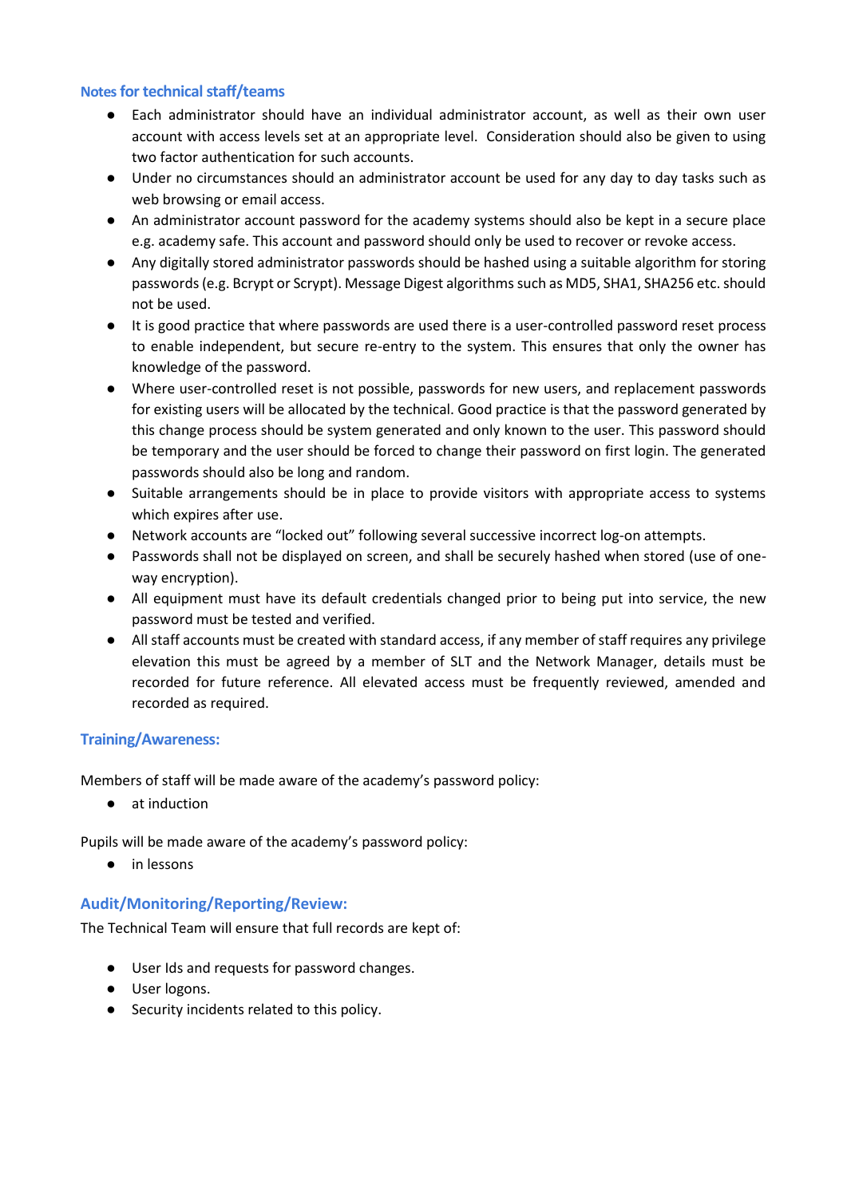### Notes for technical staff/teams

- Each administrator should have an individual administrator account, as well as their own user account with access levels set at an appropriate level. Consideration should also be given to using two factor authentication for such accounts.
- Under no circumstances should an administrator account be used for any day to day tasks such as web browsing or email access.
- An administrator account password for the academy systems should also be kept in a secure place e.g. academy safe. This account and password should only be used to recover or revoke access.
- Any digitally stored administrator passwords should be hashed using a suitable algorithm for storing passwords (e.g. Bcrypt or Scrypt). Message Digest algorithms such as MD5, SHA1, SHA256 etc. should not be used.
- It is good practice that where passwords are used there is a user-controlled password reset process to enable independent, but secure re-entry to the system. This ensures that only the owner has knowledge of the password.
- Where user-controlled reset is not possible, passwords for new users, and replacement passwords for existing users will be allocated by the technical. Good practice is that the password generated by this change process should be system generated and only known to the user. This password should be temporary and the user should be forced to change their password on first login. The generated passwords should also be long and random.
- Suitable arrangements should be in place to provide visitors with appropriate access to systems which expires after use.
- Network accounts are "locked out" following several successive incorrect log-on attempts.
- Passwords shall not be displayed on screen, and shall be securely hashed when stored (use of one-way encryption).
- All equipment must have its default credentials changed prior to being put into service, the new password must be tested and verified.
- All staff accounts must be created with standard access, if any member of staff requires any privilege elevation this must be agreed by a member of SLT and the Network Manager, details must be recorded for future reference. All elevated access must be frequently reviewed, amended and recorded as required.

### Training/Awareness:

Members of staff will be made aware of the academy's password policy:

- at induction

Pupils will be made aware of the academy's password policy:

- in lessons

### Audit/Monitoring/Reporting/Review:

The Technical Team will ensure that full records are kept of:

- User Ids and requests for password changes.
- User logons.
- Security incidents related to this policy.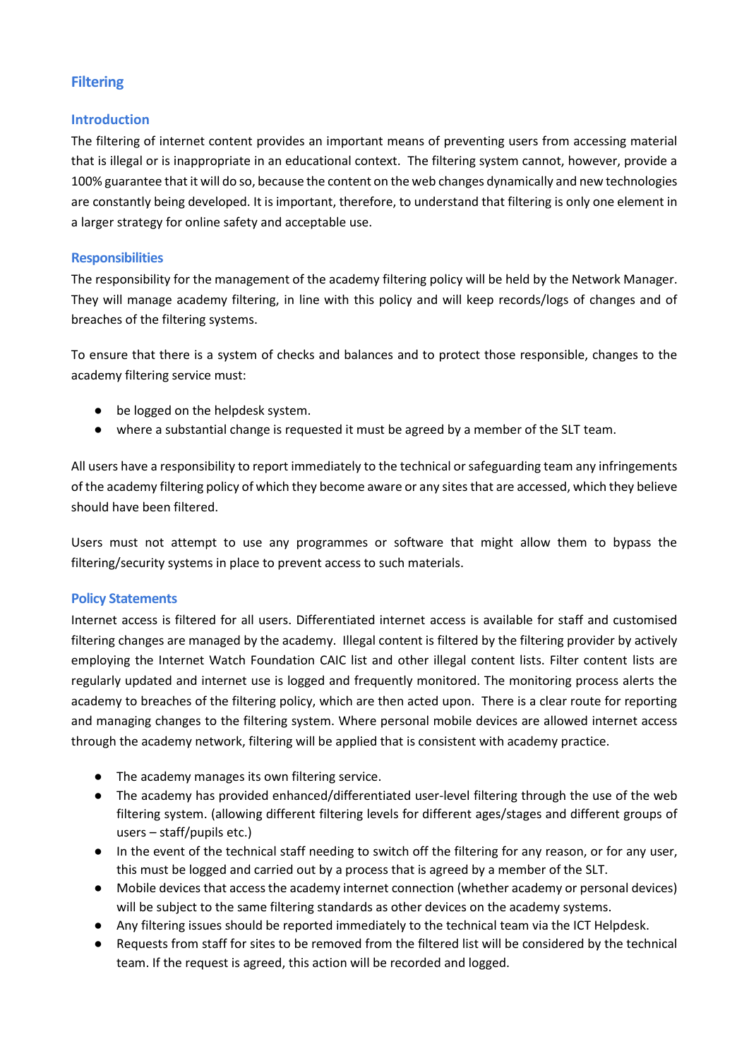## Filtering

### Introduction

The filtering of internet content provides an important means of preventing users from accessing material that is illegal or is inappropriate in an educational context. The filtering system cannot, however, provide a 100% guarantee that it will do so, because the content on the web changes dynamically and new technologies are constantly being developed. It is important, therefore, to understand that filtering is only one element in a larger strategy for online safety and acceptable use.

### Responsibilities

The responsibility for the management of the academy filtering policy will be held by the Network Manager. They will manage academy filtering, in line with this policy and will keep records/logs of changes and of breaches of the filtering systems.

To ensure that there is a system of checks and balances and to protect those responsible, changes to the academy filtering service must:

- be logged on the helpdesk system.
- where a substantial change is requested it must be agreed by a member of the SLT team.

All users have a responsibility to report immediately to the technical or safeguarding team any infringements of the academy filtering policy of which they become aware or any sites that are accessed, which they believe should have been filtered.

Users must not attempt to use any programmes or software that might allow them to bypass the filtering/security systems in place to prevent access to such materials.

### Policy Statements

Internet access is filtered for all users. Differentiated internet access is available for staff and customised filtering changes are managed by the academy. Illegal content is filtered by the filtering provider by actively employing the Internet Watch Foundation CAIC list and other illegal content lists. Filter content lists are regularly updated and internet use is logged and frequently monitored. The monitoring process alerts the academy to breaches of the filtering policy, which are then acted upon. There is a clear route for reporting and managing changes to the filtering system. Where personal mobile devices are allowed internet access through the academy network, filtering will be applied that is consistent with academy practice.

- The academy manages its own filtering service.
- The academy has provided enhanced/differentiated user-level filtering through the use of the web filtering system. (allowing different filtering levels for different ages/stages and different groups of users – staff/pupils etc.)
- In the event of the technical staff needing to switch off the filtering for any reason, or for any user, this must be logged and carried out by a process that is agreed by a member of the SLT.
- Mobile devices that access the academy internet connection (whether academy or personal devices) will be subject to the same filtering standards as other devices on the academy systems.
- Any filtering issues should be reported immediately to the technical team via the ICT Helpdesk.
- Requests from staff for sites to be removed from the filtered list will be considered by the technical team. If the request is agreed, this action will be recorded and logged.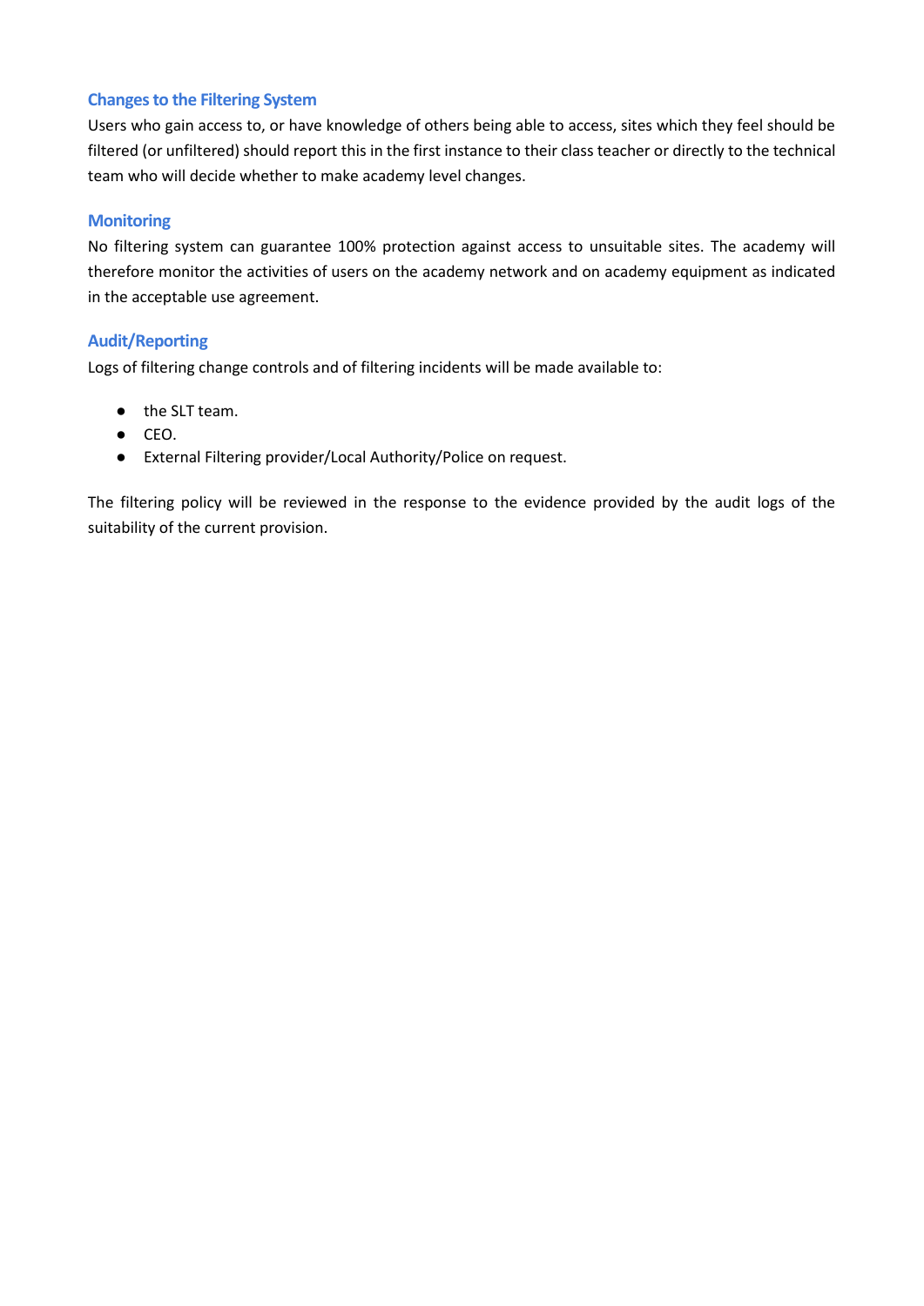### Changes to the Filtering System

Users who gain access to, or have knowledge of others being able to access, sites which they feel should be filtered (or unfiltered) should report this in the first instance to their class teacher or directly to the technical team who will decide whether to make academy level changes.

### Monitoring

No filtering system can guarantee 100% protection against access to unsuitable sites. The academy will therefore monitor the activities of users on the academy network and on academy equipment as indicated in the acceptable use agreement.

### Audit/Reporting

Logs of filtering change controls and of filtering incidents will be made available to:

- the SLT team.
- CEO.
- External Filtering provider/Local Authority/Police on request.

The filtering policy will be reviewed in the response to the evidence provided by the audit logs of the suitability of the current provision.